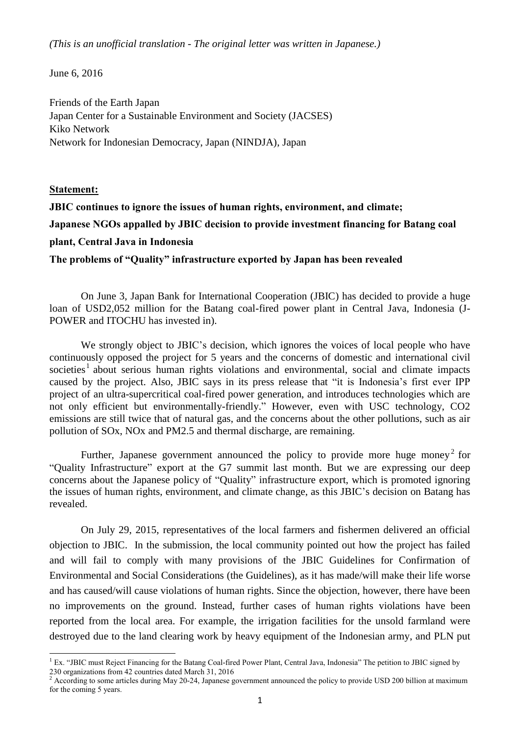*(This is an unofficial translation - The original letter was written in Japanese.)*

June 6, 2016

Friends of the Earth Japan
Japan Center for a Sustainable Environment and Society (JACSES)
Kiko Network
Network for Indonesian Democracy, Japan (NINDJA), Japan

**Statement:**

**JBIC continues to ignore the issues of human rights, environment, and climate;**

**Japanese NGOs appalled by JBIC decision to provide investment financing for Batang coal plant, Central Java in Indonesia**

**The problems of "Quality" infrastructure exported by Japan has been revealed**

On June 3, Japan Bank for International Cooperation (JBIC) has decided to provide a huge loan of USD2,052 million for the Batang coal-fired power plant in Central Java, Indonesia (J-POWER and ITOCHU has invested in).

We strongly object to JBIC's decision, which ignores the voices of local people who have continuously opposed the project for 5 years and the concerns of domestic and international civil societies[1] about serious human rights violations and environmental, social and climate impacts caused by the project. Also, JBIC says in its press release that "it is Indonesia's first ever IPP project of an ultra-supercritical coal-fired power generation, and introduces technologies which are not only efficient but environmentally-friendly." However, even with USC technology, $CO_2$ emissions are still twice that of natural gas, and the concerns about the other pollutions, such as air pollution of $SO_x$, $NO_x$ and PM2.5 and thermal discharge, are remaining.

Further, Japanese government announced the policy to provide more huge money[2] for "Quality Infrastructure" export at the G7 summit last month. But we are expressing our deep concerns about the Japanese policy of "Quality" infrastructure export, which is promoted ignoring the issues of human rights, environment, and climate change, as this JBIC's decision on Batang has revealed.

On July 29, 2015, representatives of the local farmers and fishermen delivered an official objection to JBIC. In the submission, the local community pointed out how the project has failed and will fail to comply with many provisions of the JBIC Guidelines for Confirmation of Environmental and Social Considerations (the Guidelines), as it has made/will make their life worse and has caused/will cause violations of human rights. Since the objection, however, there have been no improvements on the ground. Instead, further cases of human rights violations have been reported from the local area. For example, the irrigation facilities for the unsold farmland were destroyed due to the land clearing work by heavy equipment of the Indonesian army, and PLN put

[1] Ex. "JBIC must Reject Financing for the Batang Coal-fired Power Plant, Central Java, Indonesia" The petition to JBIC signed by 230 organizations from 42 countries dated March 31, 2016

[2] According to some articles during May 20-24, Japanese government announced the policy to provide USD 200 billion at maximum for the coming 5 years.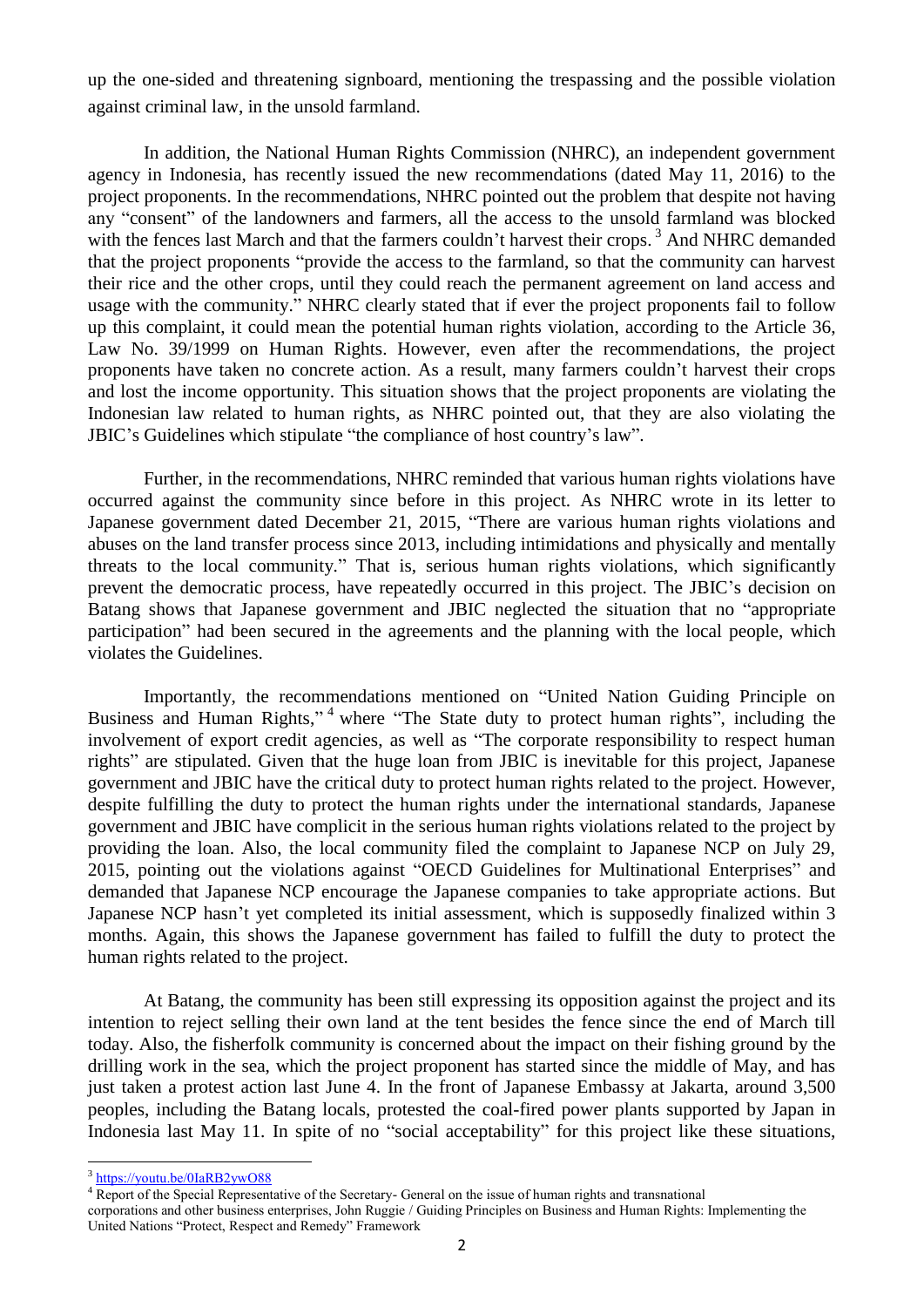up the one-sided and threatening signboard, mentioning the trespassing and the possible violation against criminal law, in the unsold farmland.

In addition, the National Human Rights Commission (NHRC), an independent government agency in Indonesia, has recently issued the new recommendations (dated May 11, 2016) to the project proponents. In the recommendations, NHRC pointed out the problem that despite not having any "consent" of the landowners and farmers, all the access to the unsold farmland was blocked with the fences last March and that the farmers couldn't harvest their crops. [3] And NHRC demanded that the project proponents "provide the access to the farmland, so that the community can harvest their rice and the other crops, until they could reach the permanent agreement on land access and usage with the community." NHRC clearly stated that if ever the project proponents fail to follow up this complaint, it could mean the potential human rights violation, according to the Article 36, Law No. 39/1999 on Human Rights. However, even after the recommendations, the project proponents have taken no concrete action. As a result, many farmers couldn't harvest their crops and lost the income opportunity. This situation shows that the project proponents are violating the Indonesian law related to human rights, as NHRC pointed out, that they are also violating the JBIC's Guidelines which stipulate "the compliance of host country's law".

Further, in the recommendations, NHRC reminded that various human rights violations have occurred against the community since before in this project. As NHRC wrote in its letter to Japanese government dated December 21, 2015, "There are various human rights violations and abuses on the land transfer process since 2013, including intimidations and physically and mentally threats to the local community." That is, serious human rights violations, which significantly prevent the democratic process, have repeatedly occurred in this project. The JBIC's decision on Batang shows that Japanese government and JBIC neglected the situation that no "appropriate participation" had been secured in the agreements and the planning with the local people, which violates the Guidelines.

Importantly, the recommendations mentioned on "United Nation Guiding Principle on Business and Human Rights," [4] where "The State duty to protect human rights", including the involvement of export credit agencies, as well as "The corporate responsibility to respect human rights" are stipulated. Given that the huge loan from JBIC is inevitable for this project, Japanese government and JBIC have the critical duty to protect human rights related to the project. However, despite fulfilling the duty to protect the human rights under the international standards, Japanese government and JBIC have complicit in the serious human rights violations related to the project by providing the loan. Also, the local community filed the complaint to Japanese NCP on July 29, 2015, pointing out the violations against "OECD Guidelines for Multinational Enterprises" and demanded that Japanese NCP encourage the Japanese companies to take appropriate actions. But Japanese NCP hasn't yet completed its initial assessment, which is supposedly finalized within 3 months. Again, this shows the Japanese government has failed to fulfill the duty to protect the human rights related to the project.

At Batang, the community has been still expressing its opposition against the project and its intention to reject selling their own land at the tent besides the fence since the end of March till today. Also, the fisherfolk community is concerned about the impact on their fishing ground by the drilling work in the sea, which the project proponent has started since the middle of May, and has just taken a protest action last June 4. In the front of Japanese Embassy at Jakarta, around 3,500 peoples, including the Batang locals, protested the coal-fired power plants supported by Japan in Indonesia last May 11. In spite of no "social acceptability" for this project like these situations,

---

[3] https://youtu.be/0IaRB2ywO88

[4] Report of the Special Representative of the Secretary- General on the issue of human rights and transnational corporations and other business enterprises, John Ruggie / Guiding Principles on Business and Human Rights: Implementing the United Nations "Protect, Respect and Remedy" Framework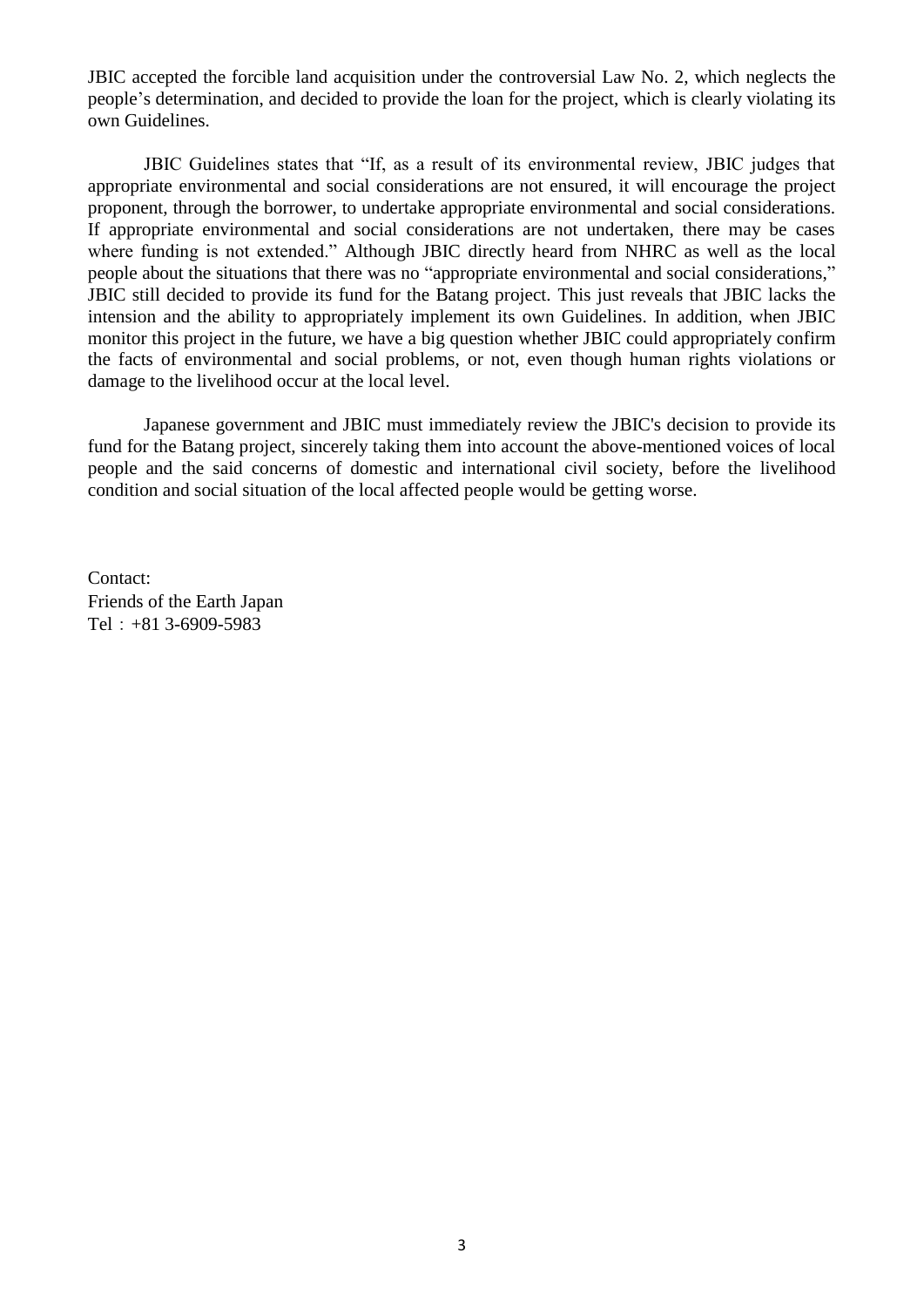JBIC accepted the forcible land acquisition under the controversial Law No. 2, which neglects the people's determination, and decided to provide the loan for the project, which is clearly violating its own Guidelines.

JBIC Guidelines states that "If, as a result of its environmental review, JBIC judges that appropriate environmental and social considerations are not ensured, it will encourage the project proponent, through the borrower, to undertake appropriate environmental and social considerations. If appropriate environmental and social considerations are not undertaken, there may be cases where funding is not extended." Although JBIC directly heard from NHRC as well as the local people about the situations that there was no "appropriate environmental and social considerations," JBIC still decided to provide its fund for the Batang project. This just reveals that JBIC lacks the intension and the ability to appropriately implement its own Guidelines. In addition, when JBIC monitor this project in the future, we have a big question whether JBIC could appropriately confirm the facts of environmental and social problems, or not, even though human rights violations or damage to the livelihood occur at the local level.

Japanese government and JBIC must immediately review the JBIC's decision to provide its fund for the Batang project, sincerely taking them into account the above-mentioned voices of local people and the said concerns of domestic and international civil society, before the livelihood condition and social situation of the local affected people would be getting worse.

Contact:
Friends of the Earth Japan
Tel：+81 3-6909-5983